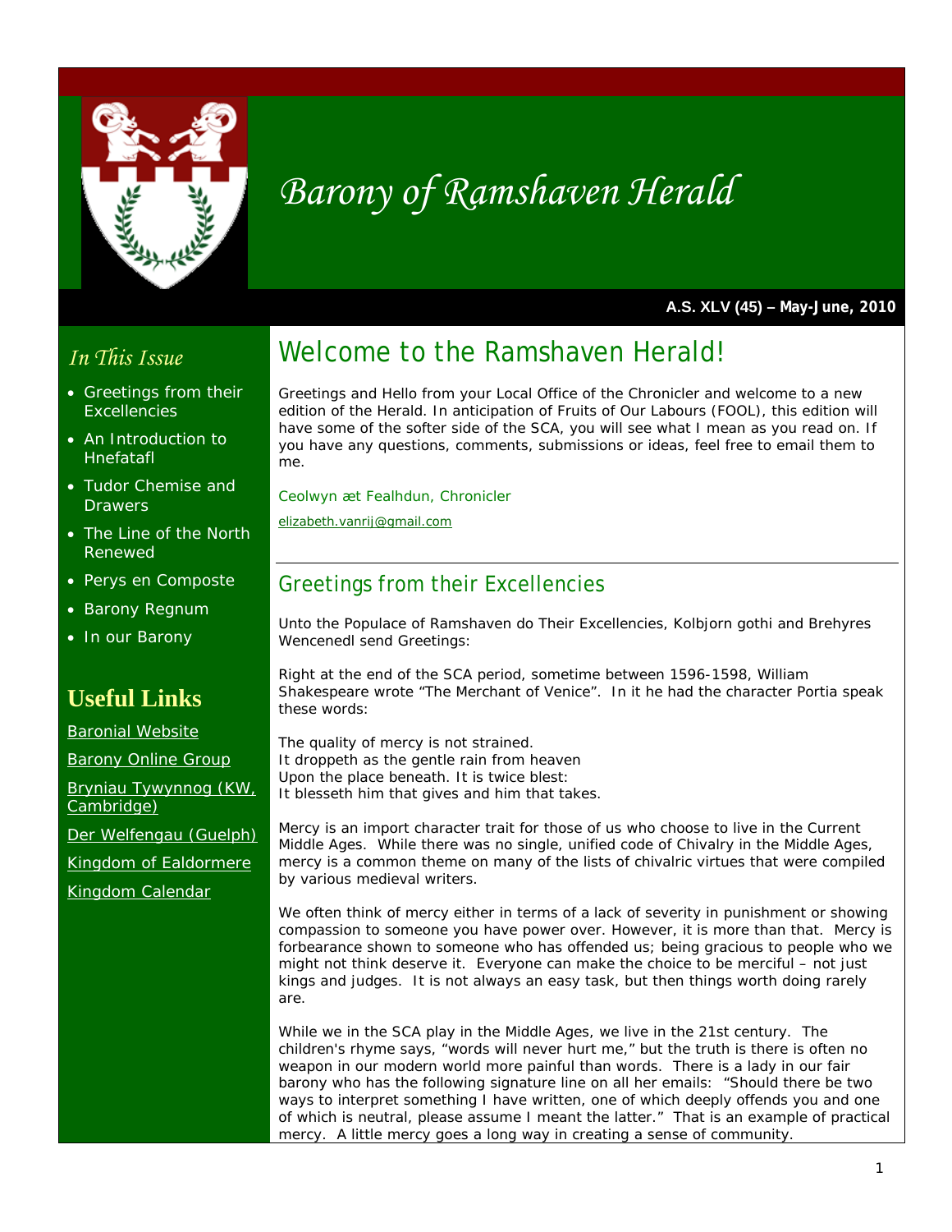# Barony of Ramshaven Herald

**A.S. XLV (45) – May-June, 2010**

*In This Issue*

- Greetings from their Excellencies
- An Introduction to Hnefatafl
- Tudor Chemise and Drawers
- The Line of the North Renewed
- Perys en Composte
- Barony Regnum
- In our Barony

## Useful Links

[Baronial Website]

[Barony Online Group]

[Bryniau Tywynnog (KW, Cambridge)]

[Der Welfengau (Guelph)]

[Kingdom of Ealdormere]

[Kingdom Calendar]

# Welcome to the Ramshaven Herald!

Greetings and Hello from your Local Office of the Chronicler and welcome to a new edition of the Herald. In anticipation of Fruits of Our Labours (FOOL), this edition will have some of the softer side of the SCA, you will see what I mean as you read on. If you have any questions, comments, submissions or ideas, feel free to email them to me.

Ceolwyn æt Fealhdun, Chronicler

elizabeth.vanrij@gmail.com

---

## Greetings from their Excellencies

Unto the Populace of Ramshaven do Their Excellencies, Kolbjorn gothi and Brehyres Wencenedl send Greetings:

Right at the end of the SCA period, sometime between 1596-1598, William Shakespeare wrote "The Merchant of Venice". In it he had the character Portia speak these words:

The quality of mercy is not strained.
It droppeth as the gentle rain from heaven
Upon the place beneath. It is twice blest:
It blesseth him that gives and him that takes.

Mercy is an import character trait for those of us who choose to live in the Current Middle Ages. While there was no single, unified code of Chivalry in the Middle Ages, mercy is a common theme on many of the lists of chivalric virtues that were compiled by various medieval writers.

We often think of mercy either in terms of a lack of severity in punishment or showing compassion to someone you have power over. However, it is more than that. Mercy is forbearance shown to someone who has offended us; being gracious to people who we might not think deserve it. Everyone can make the choice to be merciful – not just kings and judges. It is not always an easy task, but then things worth doing rarely are.

While we in the SCA play in the Middle Ages, we live in the 21st century. The children's rhyme says, "words will never hurt me," but the truth is there is often no weapon in our modern world more painful than words. There is a lady in our fair barony who has the following signature line on all her emails: "Should there be two ways to interpret something I have written, one of which deeply offends you and one of which is neutral, please assume I meant the latter." That is an example of practical mercy. A little mercy goes a long way in creating a sense of community.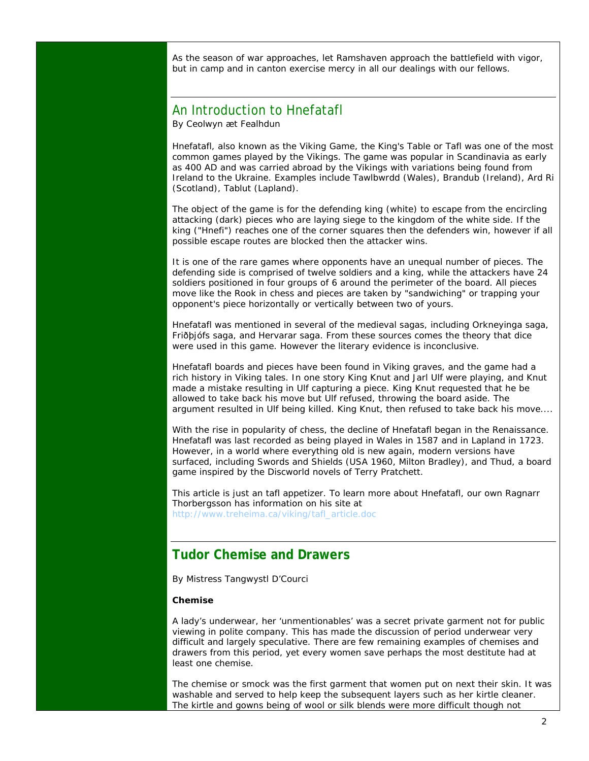As the season of war approaches, let Ramshaven approach the battlefield with vigor, but in camp and in canton exercise mercy in all our dealings with our fellows.

---

## An Introduction to Hnefatafl

By Ceolwyn æt Fealhdun

Hnefatafl, also known as the Viking Game, the King's Table or Tafl was one of the most common games played by the Vikings. The game was popular in Scandinavia as early as 400 AD and was carried abroad by the Vikings with variations being found from Ireland to the Ukraine. Examples include Tawlbwrdd (Wales), Brandub (Ireland), Ard Ri (Scotland), Tablut (Lapland).

The object of the game is for the defending king (white) to escape from the encircling attacking (dark) pieces who are laying siege to the kingdom of the white side. If the king ("Hnefi") reaches one of the corner squares then the defenders win, however if all possible escape routes are blocked then the attacker wins.

It is one of the rare games where opponents have an unequal number of pieces. The defending side is comprised of twelve soldiers and a king, while the attackers have 24 soldiers positioned in four groups of 6 around the perimeter of the board. All pieces move like the Rook in chess and pieces are taken by "sandwiching" or trapping your opponent's piece horizontally or vertically between two of yours.

Hnefatafl was mentioned in several of the medieval sagas, including Orkneyinga saga, Friðþjófs saga, and Hervarar saga. From these sources comes the theory that dice were used in this game. However the literary evidence is inconclusive.

Hnefatafl boards and pieces have been found in Viking graves, and the game had a rich history in Viking tales. In one story King Knut and Jarl Ulf were playing, and Knut made a mistake resulting in Ulf capturing a piece. King Knut requested that he be allowed to take back his move but Ulf refused, throwing the board aside. The argument resulted in Ulf being killed. King Knut, then refused to take back his move....

With the rise in popularity of chess, the decline of Hnefatafl began in the Renaissance. Hnefatafl was last recorded as being played in Wales in 1587 and in Lapland in 1723. However, in a world where everything old is new again, modern versions have surfaced, including Swords and Shields (USA 1960, Milton Bradley), and Thud, a board game inspired by the Discworld novels of Terry Pratchett.

This article is just an tafl appetizer. To learn more about Hnefatafl, our own Ragnarr Thorbergsson has information on his site at http://www.treheima.ca/viking/tafl_article.doc

---

## Tudor Chemise and Drawers

By Mistress Tangwystl D'Courci

**Chemise**

A lady's underwear, her 'unmentionables' was a secret private garment not for public viewing in polite company. This has made the discussion of period underwear very difficult and largely speculative. There are few remaining examples of chemises and drawers from this period, yet every women save perhaps the most destitute had at least one chemise.

The chemise or smock was the first garment that women put on next their skin. It was washable and served to help keep the subsequent layers such as her kirtle cleaner. The kirtle and gowns being of wool or silk blends were more difficult though not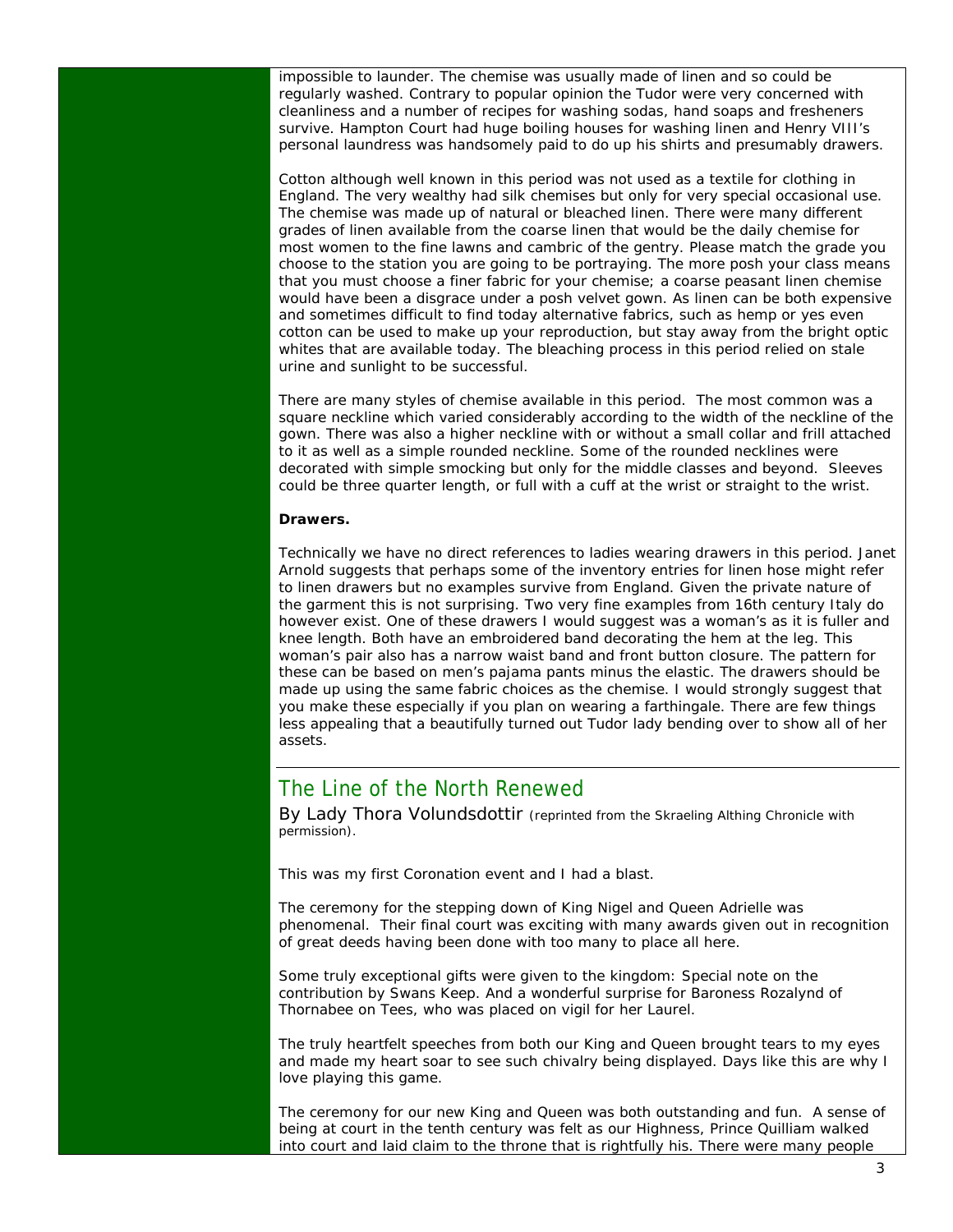impossible to launder. The chemise was usually made of linen and so could be regularly washed. Contrary to popular opinion the Tudor were very concerned with cleanliness and a number of recipes for washing sodas, hand soaps and fresheners survive. Hampton Court had huge boiling houses for washing linen and Henry VIII's personal laundress was handsomely paid to do up his shirts and presumably drawers.

Cotton although well known in this period was not used as a textile for clothing in England. The very wealthy had silk chemises but only for very special occasional use. The chemise was made up of natural or bleached linen. There were many different grades of linen available from the coarse linen that would be the daily chemise for most women to the fine lawns and cambric of the gentry. Please match the grade you choose to the station you are going to be portraying. The more posh your class means that you must choose a finer fabric for your chemise; a coarse peasant linen chemise would have been a disgrace under a posh velvet gown. As linen can be both expensive and sometimes difficult to find today alternative fabrics, such as hemp or yes even cotton can be used to make up your reproduction, but stay away from the bright optic whites that are available today. The bleaching process in this period relied on stale urine and sunlight to be successful.

There are many styles of chemise available in this period. The most common was a square neckline which varied considerably according to the width of the neckline of the gown. There was also a higher neckline with or without a small collar and frill attached to it as well as a simple rounded neckline. Some of the rounded necklines were decorated with simple smocking but only for the middle classes and beyond. Sleeves could be three quarter length, or full with a cuff at the wrist or straight to the wrist.

**Drawers.**

Technically we have no direct references to ladies wearing drawers in this period. Janet Arnold suggests that perhaps some of the inventory entries for linen hose might refer to linen drawers but no examples survive from England. Given the private nature of the garment this is not surprising. Two very fine examples from 16th century Italy do however exist. One of these drawers I would suggest was a woman's as it is fuller and knee length. Both have an embroidered band decorating the hem at the leg. This woman's pair also has a narrow waist band and front button closure. The pattern for these can be based on men's pajama pants minus the elastic. The drawers should be made up using the same fabric choices as the chemise. I would strongly suggest that you make these especially if you plan on wearing a farthingale. There are few things less appealing that a beautifully turned out Tudor lady bending over to show all of her assets.

## The Line of the North Renewed

By Lady Thora Volundsdottir *(reprinted from the Skraeling Althing Chronicle with permission).*

This was my first Coronation event and I had a blast.

The ceremony for the stepping down of King Nigel and Queen Adrielle was phenomenal. Their final court was exciting with many awards given out in recognition of great deeds having been done with too many to place all here.

Some truly exceptional gifts were given to the kingdom: Special note on the contribution by Swans Keep. And a wonderful surprise for Baroness Rozalynd of Thornabee on Tees, who was placed on vigil for her Laurel.

The truly heartfelt speeches from both our King and Queen brought tears to my eyes and made my heart soar to see such chivalry being displayed. Days like this are why I love playing this game.

The ceremony for our new King and Queen was both outstanding and fun. A sense of being at court in the tenth century was felt as our Highness, Prince Quilliam walked into court and laid claim to the throne that is rightfully his. There were many people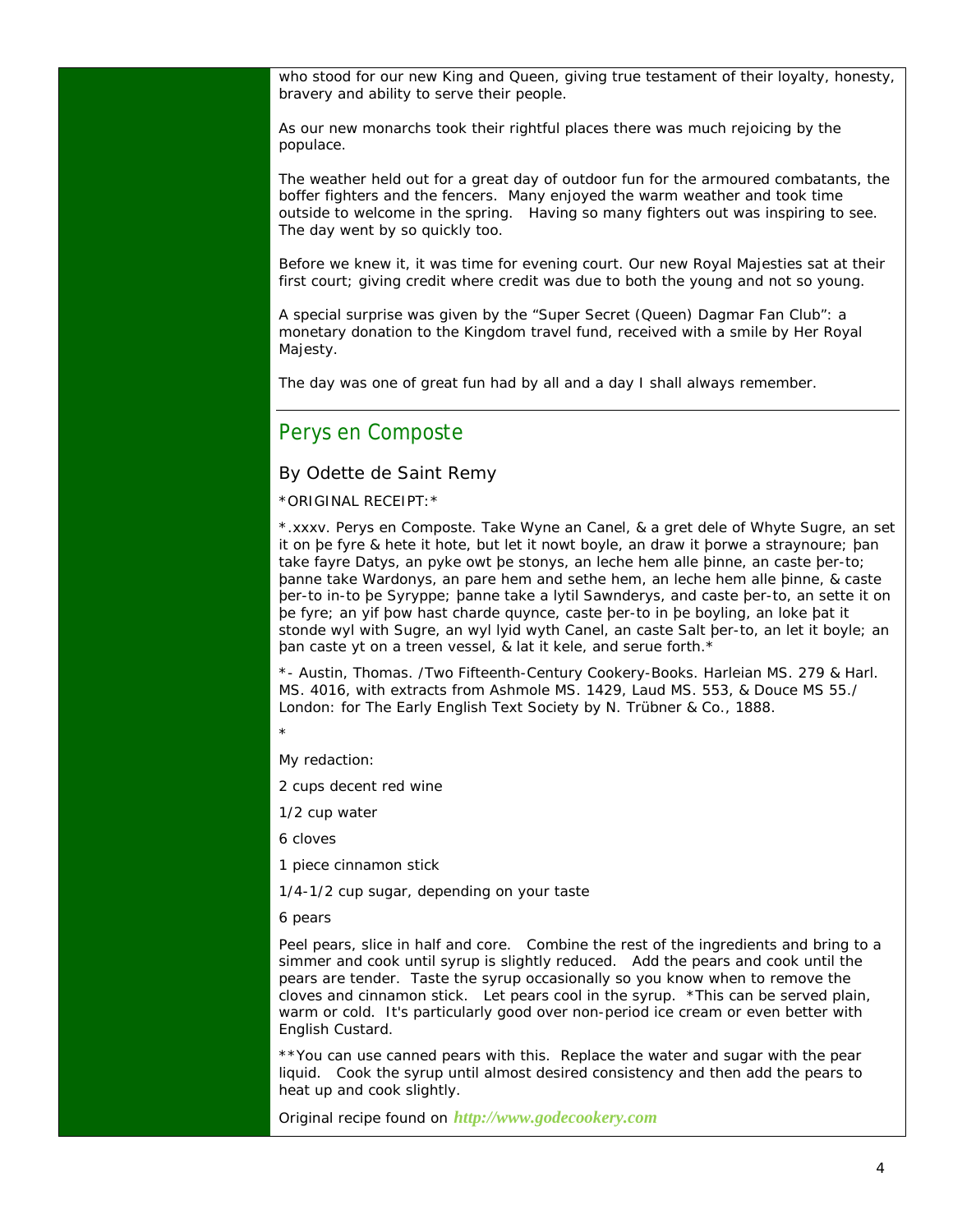who stood for our new King and Queen, giving true testament of their loyalty, honesty, bravery and ability to serve their people.

As our new monarchs took their rightful places there was much rejoicing by the populace.

The weather held out for a great day of outdoor fun for the armoured combatants, the boffer fighters and the fencers. Many enjoyed the warm weather and took time outside to welcome in the spring. Having so many fighters out was inspiring to see. The day went by so quickly too.

Before we knew it, it was time for evening court. Our new Royal Majesties sat at their first court; giving credit where credit was due to both the young and not so young.

A special surprise was given by the "Super Secret (Queen) Dagmar Fan Club": a monetary donation to the Kingdom travel fund, received with a smile by Her Royal Majesty.

The day was one of great fun had by all and a day I shall always remember.

---

## Perys en Composte

### By Odette de Saint Remy

*ORIGINAL RECEIPT:*

*.xxxv. Perys en Composte. Take Wyne an Canel, & a gret dele of Whyte Sugre, an set it on þe fyre & hete it hote, but let it nowt boyle, an draw it þorwe a straynoure; þan take fayre Datys, an pyke owt þe stonys, an leche hem alle þinne, an caste þer-to; þanne take Wardonys, an pare hem and sethe hem, an leche hem alle þinne, & caste þer-to in-to þe Syryppe; þanne take a lytil Sawnderys, and caste þer-to, an sette it on þe fyre; an yif þow hast charde quynce, caste þer-to in þe boyling, an loke þat it stonde wyl with Sugre, an wyl lyid wyth Canel, an caste Salt þer-to, an let it boyle; an þan caste yt on a treen vessel, & lat it kele, and serue forth.*

*- Austin, Thomas. /Two Fifteenth-Century Cookery-Books. Harleian MS. 279 & Harl. MS. 4016, with extracts from Ashmole MS. 1429, Laud MS. 553, & Douce MS 55./ London: for The Early English Text Society by N. Trübner & Co., 1888.

*

My redaction:

2 cups decent red wine

1/2 cup water

6 cloves

1 piece cinnamon stick

1/4-1/2 cup sugar, depending on your taste

6 pears

Peel pears, slice in half and core. Combine the rest of the ingredients and bring to a simmer and cook until syrup is slightly reduced. Add the pears and cook until the pears are tender. Taste the syrup occasionally so you know when to remove the cloves and cinnamon stick. Let pears cool in the syrup. *This can be served plain, warm or cold. It's particularly good over non-period ice cream or even better with English Custard.

**You can use canned pears with this. Replace the water and sugar with the pear liquid. Cook the syrup until almost desired consistency and then add the pears to heat up and cook slightly.

Original recipe found on ***http://www.godecookery.com***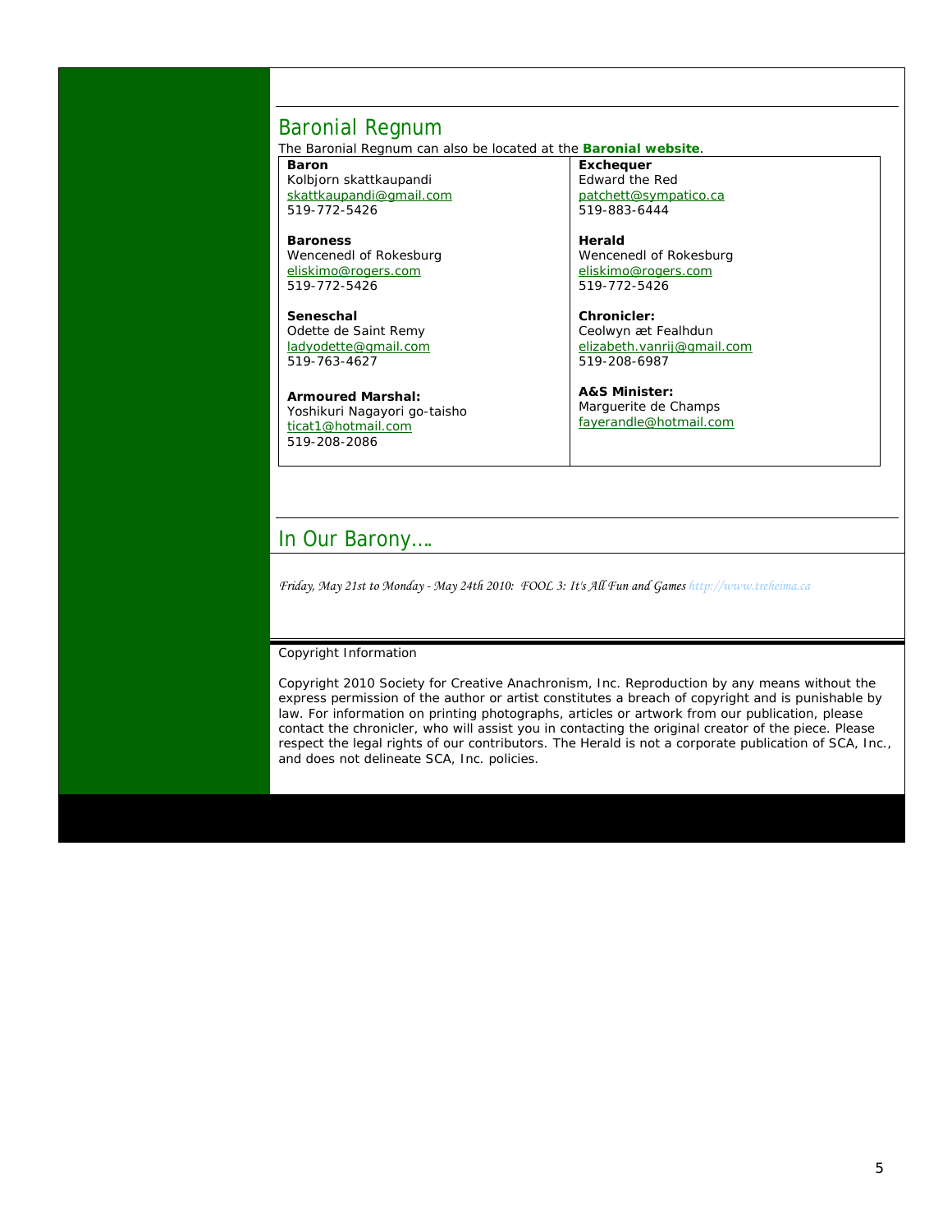## Baronial Regnum

The Baronial Regnum can also be located at the **Baronial website**.

| | |
|---|---|
| **Baron**<br>Kolbjorn skattkaupandi<br>skattkaupandi@gmail.com<br>519-772-5426 | **Exchequer**<br>Edward the Red<br>patchett@sympatico.ca<br>519-883-6444 |
| **Baroness**<br>Wencenedl of Rokesburg<br>eliskimo@rogers.com<br>519-772-5426 | **Herald**<br>Wencenedl of Rokesburg<br>eliskimo@rogers.com<br>519-772-5426 |
| **Seneschal**<br>Odette de Saint Remy<br>ladyodette@gmail.com<br>519-763-4627 | **Chronicler:**<br>Ceolwyn æt Fealhdun<br>elizabeth.vanrij@gmail.com<br>519-208-6987 |
| **Armoured Marshal:**<br>Yoshikuri Nagayori go-taisho<br>ticat1@hotmail.com<br>519-208-2086 | **A&S Minister:**<br>Marguerite de Champs<br>fayerandle@hotmail.com |

## In Our Barony….

*Friday, May 21st to Monday - May 24th 2010: FOOL 3: It's All Fun and Games http://www.treheima.ca*

Copyright Information

Copyright 2010 Society for Creative Anachronism, Inc. Reproduction by any means without the express permission of the author or artist constitutes a breach of copyright and is punishable by law. For information on printing photographs, articles or artwork from our publication, please contact the chronicler, who will assist you in contacting the original creator of the piece. Please respect the legal rights of our contributors. The Herald is not a corporate publication of SCA, Inc., and does not delineate SCA, Inc. policies.